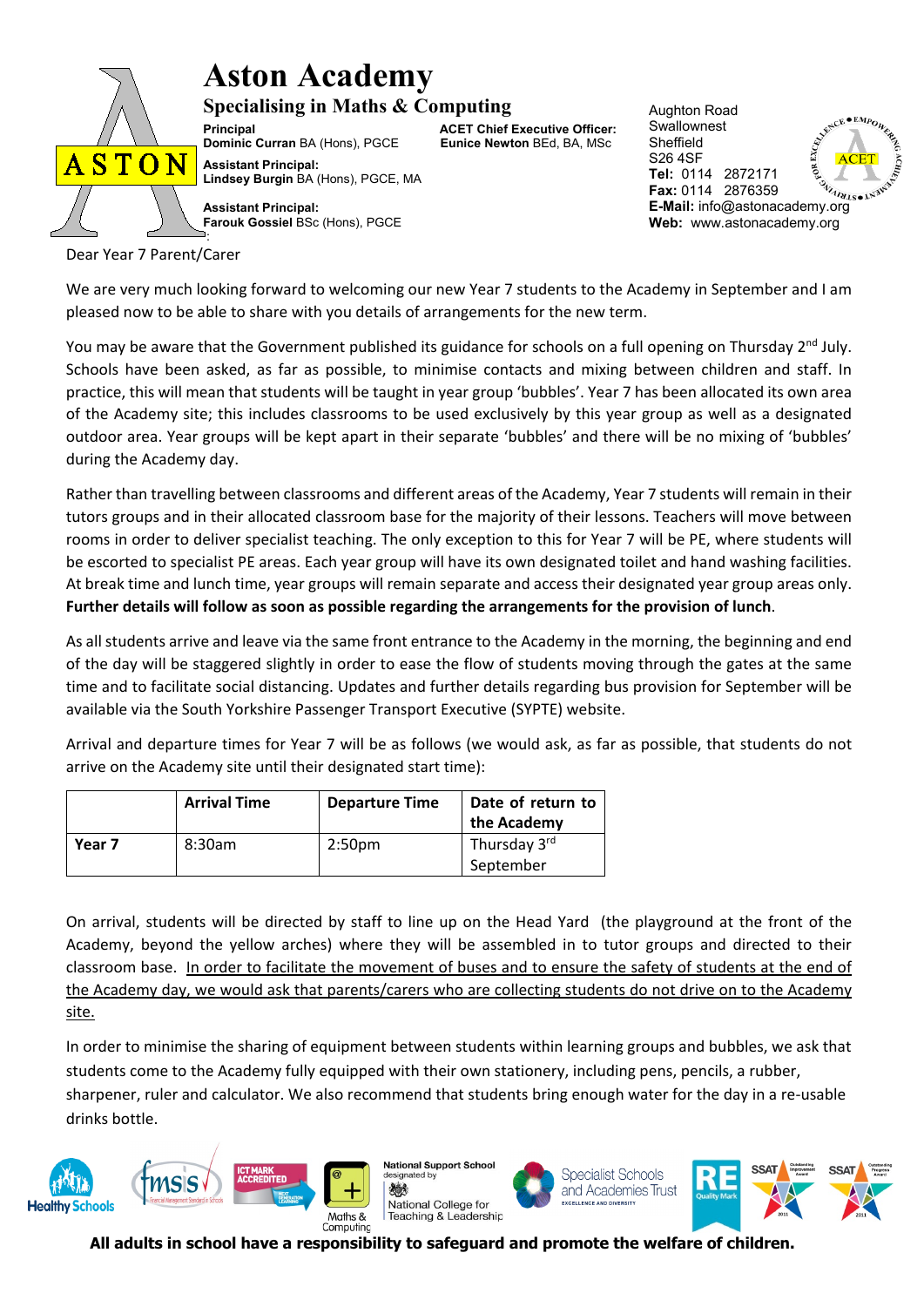# Aston Academy

## Specialising in Maths & Computing

**Principal**
**Dominic Curran** BA (Hons), PGCE

**ACET Chief Executive Officer:**
**Eunice Newton** BEd, BA, MSc

**Assistant Principal:**
**Lindsey Burgin** BA (Hons), PGCE, MA

**Assistant Principal:**
**Farouk Gossiel** BSc (Hons), PGCE

Aughton Road
Swallownest
Sheffield
S26 4SF
**Tel:** 0114 2872171
**Fax:** 0114 2876359
**E-Mail:** info@astonacademy.org
**Web:** www.astonacademy.org

Dear Year 7 Parent/Carer

We are very much looking forward to welcoming our new Year 7 students to the Academy in September and I am pleased now to be able to share with you details of arrangements for the new term.

You may be aware that the Government published its guidance for schools on a full opening on Thursday 2nd July. Schools have been asked, as far as possible, to minimise contacts and mixing between children and staff. In practice, this will mean that students will be taught in year group 'bubbles'. Year 7 has been allocated its own area of the Academy site; this includes classrooms to be used exclusively by this year group as well as a designated outdoor area. Year groups will be kept apart in their separate 'bubbles' and there will be no mixing of 'bubbles' during the Academy day.

Rather than travelling between classrooms and different areas of the Academy, Year 7 students will remain in their tutors groups and in their allocated classroom base for the majority of their lessons. Teachers will move between rooms in order to deliver specialist teaching. The only exception to this for Year 7 will be PE, where students will be escorted to specialist PE areas. Each year group will have its own designated toilet and hand washing facilities. At break time and lunch time, year groups will remain separate and access their designated year group areas only. **Further details will follow as soon as possible regarding the arrangements for the provision of lunch**.

As all students arrive and leave via the same front entrance to the Academy in the morning, the beginning and end of the day will be staggered slightly in order to ease the flow of students moving through the gates at the same time and to facilitate social distancing. Updates and further details regarding bus provision for September will be available via the South Yorkshire Passenger Transport Executive (SYPTE) website.

Arrival and departure times for Year 7 will be as follows (we would ask, as far as possible, that students do not arrive on the Academy site until their designated start time):

| | Arrival Time | Departure Time | Date of return to the Academy |
|---|---|---|---|
| **Year 7** | 8:30am | 2:50pm | Thursday 3rd September |

On arrival, students will be directed by staff to line up on the Head Yard (the playground at the front of the Academy, beyond the yellow arches) where they will be assembled in to tutor groups and directed to their classroom base. <u>In order to facilitate the movement of buses and to ensure the safety of students at the end of the Academy day, we would ask that parents/carers who are collecting students do not drive on to the Academy site.</u>

In order to minimise the sharing of equipment between students within learning groups and bubbles, we ask that students come to the Academy fully equipped with their own stationery, including pens, pencils, a rubber, sharpener, ruler and calculator. We also recommend that students bring enough water for the day in a re-usable drinks bottle.

**All adults in school have a responsibility to safeguard and promote the welfare of children.**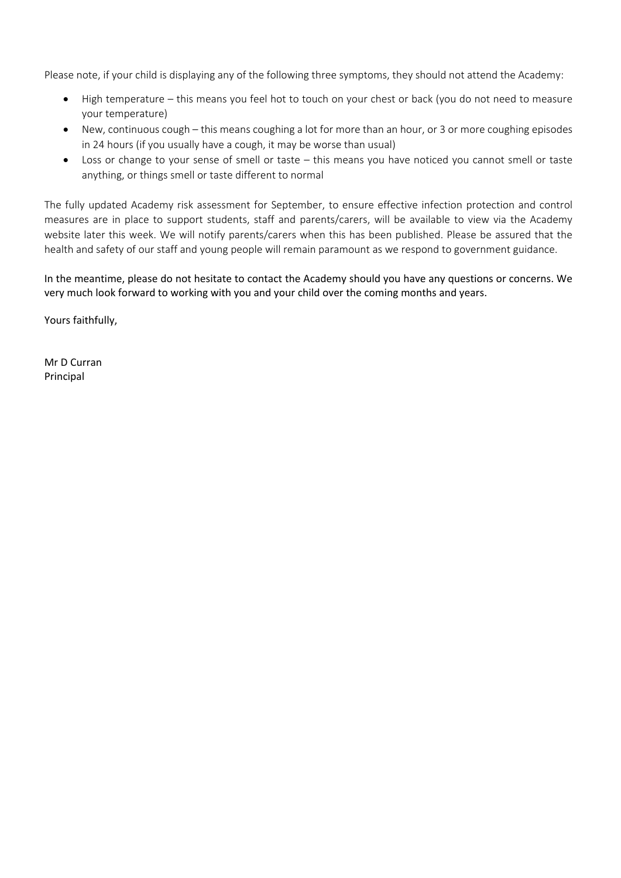Please note, if your child is displaying any of the following three symptoms, they should not attend the Academy:

- High temperature – this means you feel hot to touch on your chest or back (you do not need to measure your temperature)
- New, continuous cough – this means coughing a lot for more than an hour, or 3 or more coughing episodes in 24 hours (if you usually have a cough, it may be worse than usual)
- Loss or change to your sense of smell or taste – this means you have noticed you cannot smell or taste anything, or things smell or taste different to normal

The fully updated Academy risk assessment for September, to ensure effective infection protection and control measures are in place to support students, staff and parents/carers, will be available to view via the Academy website later this week. We will notify parents/carers when this has been published. Please be assured that the health and safety of our staff and young people will remain paramount as we respond to government guidance.

In the meantime, please do not hesitate to contact the Academy should you have any questions or concerns. We very much look forward to working with you and your child over the coming months and years.

Yours faithfully,

Mr D Curran
Principal